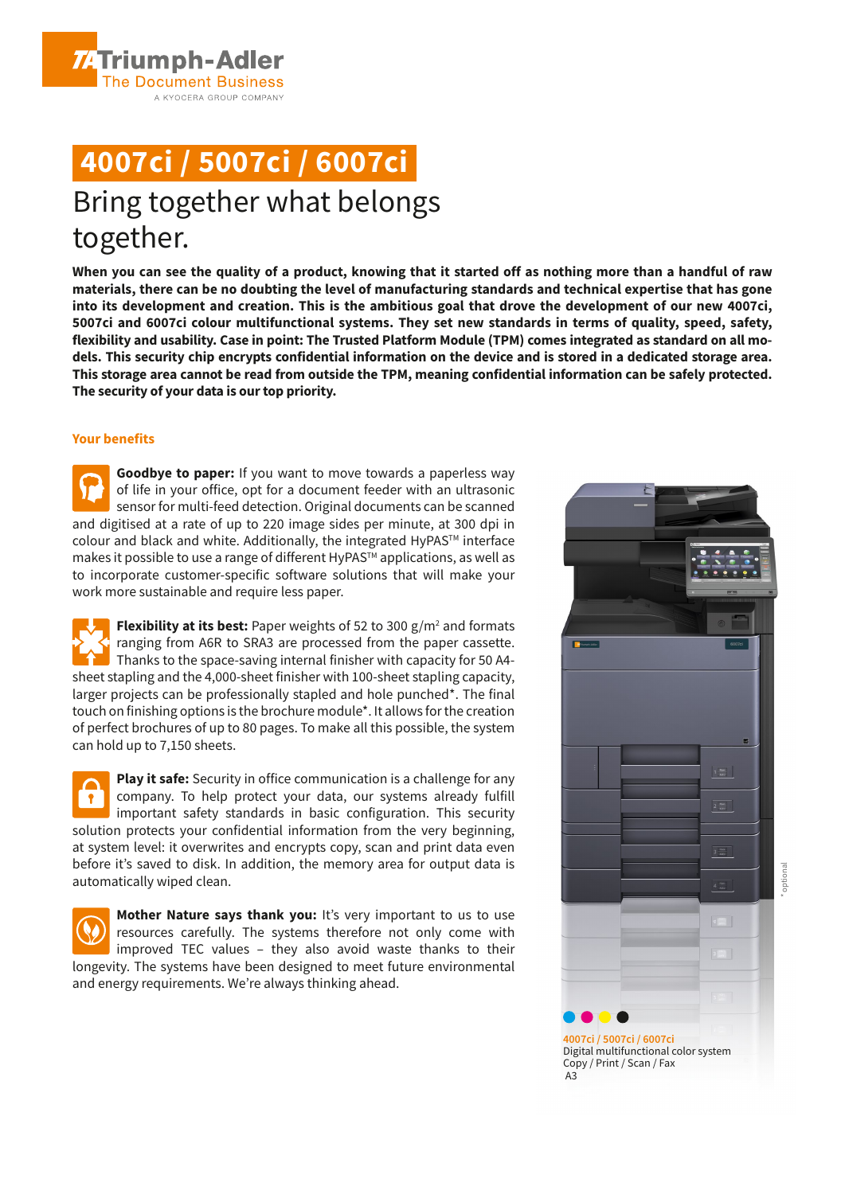Triumph-Adler
The Document Business
A KYOCERA GROUP COMPANY

# 4007ci / 5007ci / 6007ci

## Bring together what belongs together.

**When you can see the quality of a product, knowing that it started off as nothing more than a handful of raw materials, there can be no doubting the level of manufacturing standards and technical expertise that has gone into its development and creation. This is the ambitious goal that drove the development of our new 4007ci, 5007ci and 6007ci colour multifunctional systems. They set new standards in terms of quality, speed, safety, flexibility and usability. Case in point: The Trusted Platform Module (TPM) comes integrated as standard on all models. This security chip encrypts confidential information on the device and is stored in a dedicated storage area. This storage area cannot be read from outside the TPM, meaning confidential information can be safely protected. The security of your data is our top priority.**

### Your benefits

**Goodbye to paper:** If you want to move towards a paperless way of life in your office, opt for a document feeder with an ultrasonic sensor for multi-feed detection. Original documents can be scanned and digitised at a rate of up to 220 image sides per minute, at 300 dpi in colour and black and white. Additionally, the integrated HyPAS™ interface makes it possible to use a range of different HyPAS™ applications, as well as to incorporate customer-specific software solutions that will make your work more sustainable and require less paper.

**Flexibility at its best:** Paper weights of 52 to 300 g/m² and formats ranging from A6R to SRA3 are processed from the paper cassette. Thanks to the space-saving internal finisher with capacity for 50 A4-sheet stapling and the 4,000-sheet finisher with 100-sheet stapling capacity, larger projects can be professionally stapled and hole punched*. The final touch on finishing options is the brochure module*. It allows for the creation of perfect brochures of up to 80 pages. To make all this possible, the system can hold up to 7,150 sheets.

**Play it safe:** Security in office communication is a challenge for any company. To help protect your data, our systems already fulfill important safety standards in basic configuration. This security solution protects your confidential information from the very beginning, at system level: it overwrites and encrypts copy, scan and print data even before it's saved to disk. In addition, the memory area for output data is automatically wiped clean.

**Mother Nature says thank you:** It's very important to us to use resources carefully. The systems therefore not only come with improved TEC values – they also avoid waste thanks to their longevity. The systems have been designed to meet future environmental and energy requirements. We're always thinking ahead.

4007ci / 5007ci / 6007ci
Digital multifunctional color system
Copy / Print / Scan / Fax
A3

* optional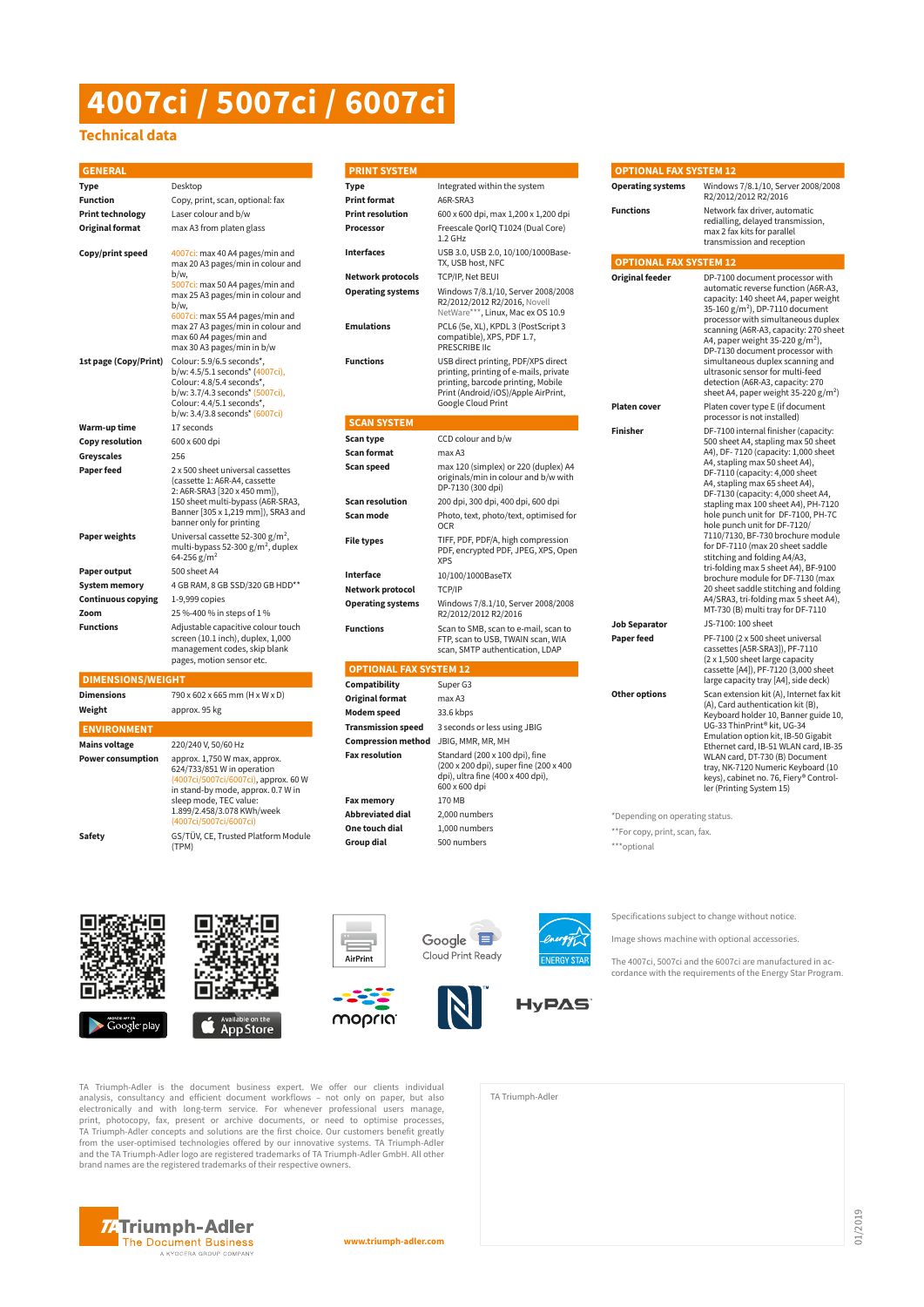# 4007ci / 5007ci / 6007ci

## Technical data

### GENERAL

| | |
|---|---|
| **Type** | Desktop |
| **Function** | Copy, print, scan, optional: fax |
| **Print technology** | Laser colour and b/w |
| **Original format** | max A3 from platen glass |
| **Copy/print speed** | 4007ci: max 40 A4 pages/min and max 20 A3 pages/min in colour and b/w, 5007ci: max 50 A4 pages/min and max 25 A3 pages/min in colour and b/w, 6007ci: max 55 A4 pages/min and max 27 A3 pages/min in colour and max 60 A4 pages/min and max 30 A3 pages/min in b/w |
| **1st page (Copy/Print)** | Colour: 5.9/6.5 seconds*, b/w: 4.5/5.1 seconds* (4007ci), Colour: 4.8/5.4 seconds*, b/w: 3.7/4.3 seconds* (5007ci), Colour: 4.4/5.1 seconds*, b/w: 3.4/3.8 seconds* (6007ci) |
| **Warm-up time** | 17 seconds |
| **Copy resolution** | 600 x 600 dpi |
| **Greyscales** | 256 |
| **Paper feed** | 2 x 500 sheet universal cassettes (cassette 1: A6R-A4, cassette 2: A6R-SRA3 [320 x 450 mm]), 150 sheet multi-bypass (A6R-SRA3, Banner [305 x 1,219 mm]), SRA3 and banner only for printing |
| **Paper weights** | Universal cassette 52-300 g/m², multi-bypass 52-300 g/m², duplex 64-256 g/m² |
| **Paper output** | 500 sheet A4 |
| **System memory** | 4 GB RAM, 8 GB SSD/320 GB HDD** |
| **Continuous copying** | 1-9,999 copies |
| **Zoom** | 25 %-400 % in steps of 1 % |
| **Functions** | Adjustable capacitive colour touch screen (10.1 inch), duplex, 1,000 management codes, skip blank pages, motion sensor etc. |

### DIMENSIONS/WEIGHT

| | |
|---|---|
| **Dimensions** | 790 x 602 x 665 mm (H x W x D) |
| **Weight** | approx. 95 kg |

### ENVIRONMENT

| | |
|---|---|
| **Mains voltage** | 220/240 V, 50/60 Hz |
| **Power consumption** | approx. 1,750 W max, approx. 624/733/851 W in operation (4007ci/5007ci/6007ci), approx. 60 W in stand-by mode, approx. 0.7 W in sleep mode, TEC value: 1.899/2.458/3.078 KWh/week (4007ci/5007ci/6007ci) |
| **Safety** | GS/TÜV, CE, Trusted Platform Module (TPM) |

### PRINT SYSTEM

| | |
|---|---|
| **Type** | Integrated within the system |
| **Print format** | A6R-SRA3 |
| **Print resolution** | 600 x 600 dpi, max 1,200 x 1,200 dpi |
| **Processor** | Freescale QorIQ T1024 (Dual Core) 1.2 GHz |
| **Interfaces** | USB 3.0, USB 2.0, 10/100/1000Base-TX, USB host, NFC |
| **Network protocols** | TCP/IP, Net BEUI |
| **Operating systems** | Windows 7/8.1/10, Server 2008/2008 R2/2012/2012 R2/2016, Novell NetWare***, Linux, Mac ex OS 10.9 |
| **Emulations** | PCL6 (5e, XL), KPDL 3 (PostScript 3 compatible), XPS, PDF 1.7, PRESCRIBE IIc |
| **Functions** | USB direct printing, PDF/XPS direct printing, printing of e-mails, private printing, barcode printing, Mobile Print (Android/iOS)/Apple AirPrint, Google Cloud Print |

### SCAN SYSTEM

| | |
|---|---|
| **Scan type** | CCD colour and b/w |
| **Scan format** | max A3 |
| **Scan speed** | max 120 (simplex) or 220 (duplex) A4 originals/min in colour and b/w with DP-7130 (300 dpi) |
| **Scan resolution** | 200 dpi, 300 dpi, 400 dpi, 600 dpi |
| **Scan mode** | Photo, text, photo/text, optimised for OCR |
| **File types** | TIFF, PDF, PDF/A, high compression PDF, encrypted PDF, JPEG, XPS, Open XPS |
| **Interface** | 10/100/1000BaseTX |
| **Network protocol** | TCP/IP |
| **Operating systems** | Windows 7/8.1/10, Server 2008/2008 R2/2012/2012 R2/2016 |
| **Functions** | Scan to SMB, scan to e-mail, scan to FTP, scan to USB, TWAIN scan, WIA scan, SMTP authentication, LDAP |

### OPTIONAL FAX SYSTEM 12

| | |
|---|---|
| **Compatibility** | Super G3 |
| **Original format** | max A3 |
| **Modem speed** | 33.6 kbps |
| **Transmission speed** | 3 seconds or less using JBIG |
| **Compression method** | JBIG, MMR, MR, MH |
| **Fax resolution** | Standard (200 x 100 dpi), fine (200 x 200 dpi), super fine (200 x 400 dpi), ultra fine (400 x 400 dpi), 600 x 600 dpi |
| **Fax memory** | 170 MB |
| **Abbreviated dial** | 2,000 numbers |
| **One touch dial** | 1,000 numbers |
| **Group dial** | 500 numbers |

### OPTIONAL FAX SYSTEM 12

| | |
|---|---|
| **Operating systems** | Windows 7/8.1/10, Server 2008/2008 R2/2012/2012 R2/2016 |
| **Functions** | Network fax driver, automatic redialling, delayed transmission, max 2 fax kits for parallel transmission and reception |

### OPTIONAL FAX SYSTEM 12

| | |
|---|---|
| **Original feeder** | DP-7100 document processor with automatic reverse function (A6R-A3, capacity: 140 sheet A4, paper weight 35-160 g/m²), DP-7110 document processor with simultaneous duplex scanning (A6R-A3, capacity: 270 sheet A4, paper weight 35-220 g/m²), DP-7130 document processor with simultaneous duplex scanning and ultrasonic sensor for multi-feed detection (A6R-A3, capacity: 270 sheet A4, paper weight 35-220 g/m²) |
| **Platen cover** | Platen cover type E (if document processor is not installed) |
| **Finisher** | DF-7100 internal finisher (capacity: 500 sheet A4, stapling max 50 sheet A4), DF- 7120 (capacity: 1,000 sheet A4, stapling max 50 sheet A4), DF-7110 (capacity: 4,000 sheet A4, stapling max 65 sheet A4), DF-7130 (capacity: 4,000 sheet A4, stapling max 100 sheet A4), PH-7120 hole punch unit for DF-7100, PH-7C hole punch unit for DF-7120/7110/7130, BF-730 brochure module for DF-7110 (max 20 sheet saddle stitching and folding A4/A3, tri-folding max 5 sheet A4), BF-9100 brochure module for DF-7130 (max 20 sheet saddle stitching and folding A4/SRA3, tri-folding max 5 sheet A4), MT-730 (B) multi tray for DF-7110 |
| **Job Separator** | JS-7100: 100 sheet |
| **Paper feed** | PF-7100 (2 x 500 sheet universal cassettes [A5R-SRA3]), PF-7110 (2 x 1,500 sheet large capacity cassette [A4]), PF-7120 (3,000 sheet large capacity tray [A4], side deck) |
| **Other options** | Scan extension kit (A), Internet fax kit (A), Card authentication kit (B), Keyboard holder 10, Banner guide 10, UG-33 ThinPrint® kit, UG-34 Emulation option kit, IB-50 Gigabit Ethernet card, IB-51 WLAN card, IB-35 WLAN card, DT-730 (B) Document tray, NK-7120 Numeric Keyboard (10 keys), cabinet no. 76, Fiery® Controller (Printing System 15) |

*Depending on operating status.

**For copy, print, scan, fax.

***optional

Specifications subject to change without notice.

Image shows machine with optional accessories.

The 4007ci, 5007ci and the 6007ci are manufactured in accordance with the requirements of the Energy Star Program.

TA Triumph-Adler is the document business expert. We offer our clients individual analysis, consultancy and efficient document business workflows – not only on paper, but also electronically and with long-term service. For whenever professional users manage, print, photocopy, fax, present or archive documents, or need to optimise processes, TA Triumph-Adler concepts and solutions are the first choice. Our customers benefit greatly from the user-optimised technologies offered by our innovative systems. TA Triumph-Adler and the TA Triumph-Adler logo are registered trademarks of TA Triumph-Adler GmbH. All other brand names are the registered trademarks of their respective owners.

TA Triumph-Adler

TA Triumph-Adler
The Document Business
A KYOCERA GROUP COMPANY

www.triumph-adler.com

01/2019